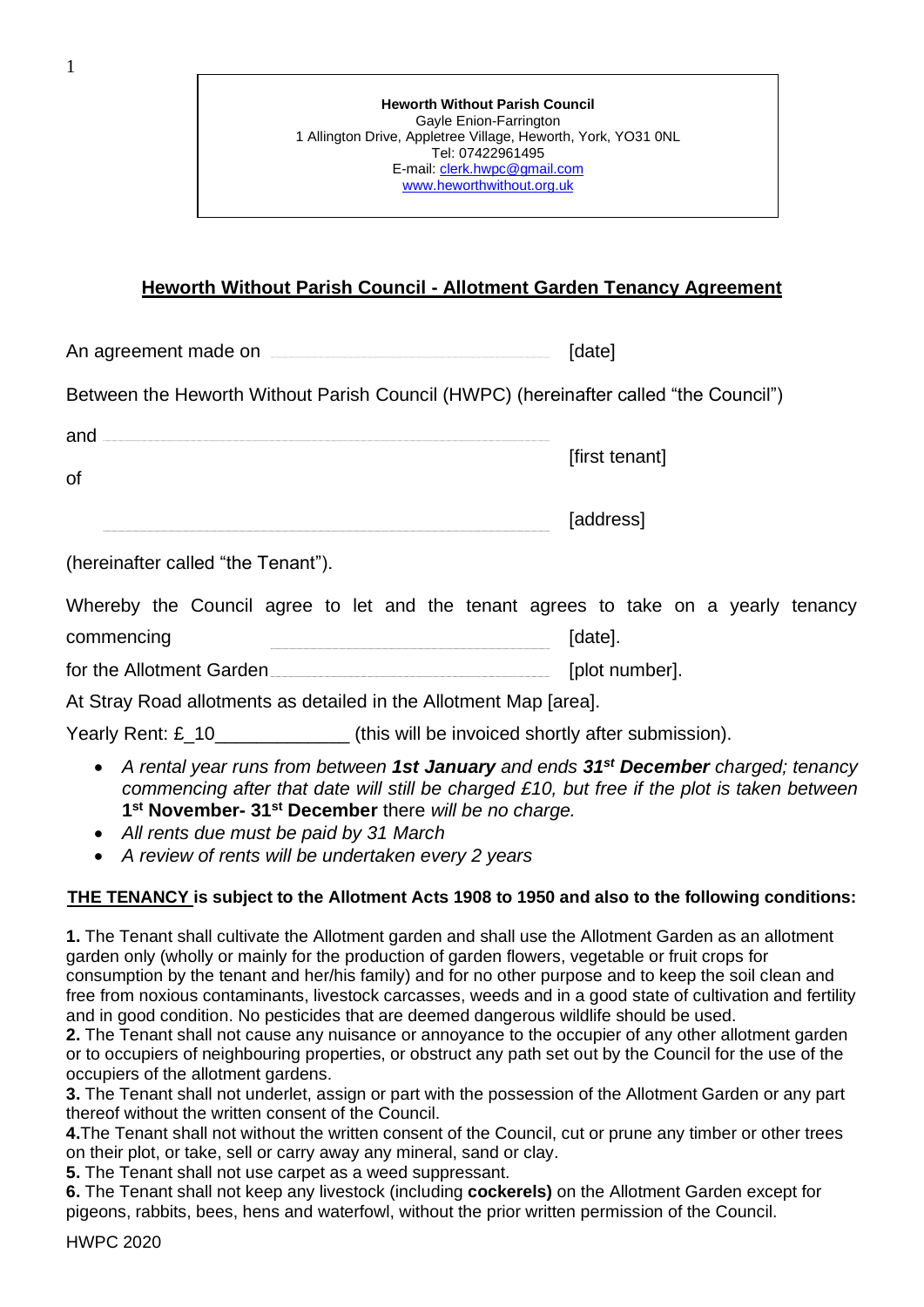**Heworth Without Parish Council**
Gayle Enion-Farrington
1 Allington Drive, Appletree Village, Heworth, York, YO31 0NL
Tel: 07422961495
E-mail: clerk.hwpc@gmail.com
www.heworthwithout.org.uk

## Heworth Without Parish Council - Allotment Garden Tenancy Agreement

An agreement made on ______________________________ [date]

Between the Heworth Without Parish Council (HWPC) (hereinafter called "the Council")

and ______________________________ [first tenant]

of

______________________________ [address]

(hereinafter called "the Tenant").

Whereby the Council agree to let and the tenant agrees to take on a yearly tenancy commencing ______________________________ [date].

for the Allotment Garden______________________________ [plot number].

At Stray Road allotments as detailed in the Allotment Map [area].

Yearly Rent: £_10_____________ (this will be invoiced shortly after submission).

- *A rental year runs from between **1st January** and ends **31st December** charged; tenancy commencing after that date will still be charged £10, but free if the plot is taken between* **1st November- 31st December** there *will be no charge.*
- *All rents due must be paid by 31 March*
- *A review of rents will be undertaken every 2 years*

**THE TENANCY is subject to the Allotment Acts 1908 to 1950 and also to the following conditions:**

**1.** The Tenant shall cultivate the Allotment garden and shall use the Allotment Garden as an allotment garden only (wholly or mainly for the production of garden flowers, vegetable or fruit crops for consumption by the tenant and her/his family) and for no other purpose and to keep the soil clean and free from noxious contaminants, livestock carcasses, weeds and in a good state of cultivation and fertility and in good condition. No pesticides that are deemed dangerous wildlife should be used.
**2.** The Tenant shall not cause any nuisance or annoyance to the occupier of any other allotment garden or to occupiers of neighbouring properties, or obstruct any path set out by the Council for the use of the occupiers of the allotment gardens.
**3.** The Tenant shall not underlet, assign or part with the possession of the Allotment Garden or any part thereof without the written consent of the Council.
**4.**The Tenant shall not without the written consent of the Council, cut or prune any timber or other trees on their plot, or take, sell or carry away any mineral, sand or clay.
**5.** The Tenant shall not use carpet as a weed suppressant.
**6.** The Tenant shall not keep any livestock (including **cockerels)** on the Allotment Garden except for pigeons, rabbits, bees, hens and waterfowl, without the prior written permission of the Council.

HWPC 2020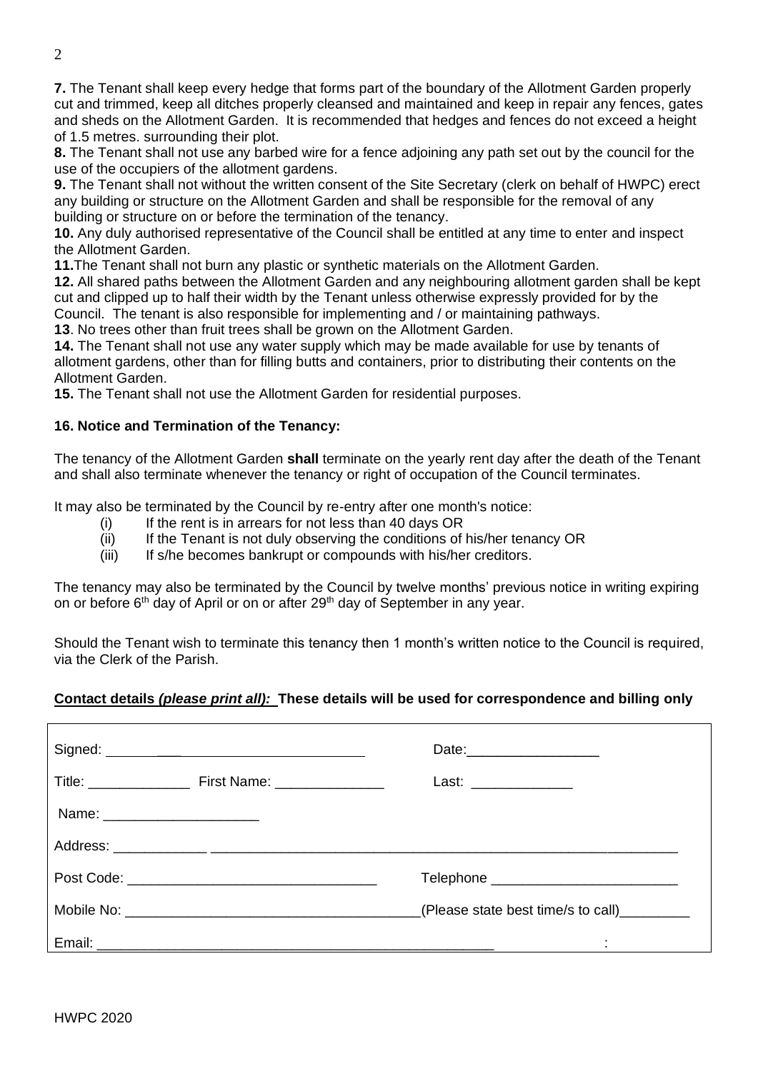**7.** The Tenant shall keep every hedge that forms part of the boundary of the Allotment Garden properly cut and trimmed, keep all ditches properly cleansed and maintained and keep in repair any fences, gates and sheds on the Allotment Garden. It is recommended that hedges and fences do not exceed a height of 1.5 metres. surrounding their plot.

**8.** The Tenant shall not use any barbed wire for a fence adjoining any path set out by the council for the use of the occupiers of the allotment gardens.

**9.** The Tenant shall not without the written consent of the Site Secretary (clerk on behalf of HWPC) erect any building or structure on the Allotment Garden and shall be responsible for the removal of any building or structure on or before the termination of the tenancy.

**10.** Any duly authorised representative of the Council shall be entitled at any time to enter and inspect the Allotment Garden.

**11.**The Tenant shall not burn any plastic or synthetic materials on the Allotment Garden.

**12.** All shared paths between the Allotment Garden and any neighbouring allotment garden shall be kept cut and clipped up to half their width by the Tenant unless otherwise expressly provided for by the Council. The tenant is also responsible for implementing and / or maintaining pathways.

**13**. No trees other than fruit trees shall be grown on the Allotment Garden.

**14.** The Tenant shall not use any water supply which may be made available for use by tenants of allotment gardens, other than for filling butts and containers, prior to distributing their contents on the Allotment Garden.

**15.** The Tenant shall not use the Allotment Garden for residential purposes.

**16. Notice and Termination of the Tenancy:**

The tenancy of the Allotment Garden **shall** terminate on the yearly rent day after the death of the Tenant and shall also terminate whenever the tenancy or right of occupation of the Council terminates.

It may also be terminated by the Council by re-entry after one month's notice:

(i) If the rent is in arrears for not less than 40 days OR
(ii) If the Tenant is not duly observing the conditions of his/her tenancy OR
(iii) If s/he becomes bankrupt or compounds with his/her creditors.

The tenancy may also be terminated by the Council by twelve months' previous notice in writing expiring on or before 6th day of April or on or after 29th day of September in any year.

Should the Tenant wish to terminate this tenancy then 1 month's written notice to the Council is required, via the Clerk of the Parish.

**Contact details *(please print all):* These details will be used for correspondence and billing only**

| | |
|---|---|
| Signed: ______________________________ | Date:_________________ |
| Title: _____________ First Name: ______________ | Last: _____________ |
| Name: ____________________ | |
| Address: ____________________________________________________________________________ | |
| Post Code: ________________________________ | Telephone ________________________ |
| Mobile No: ______________________________________ | (Please state best time/s to call)_________ |
| Email: ____________________________________________________ | : |

HWPC 2020